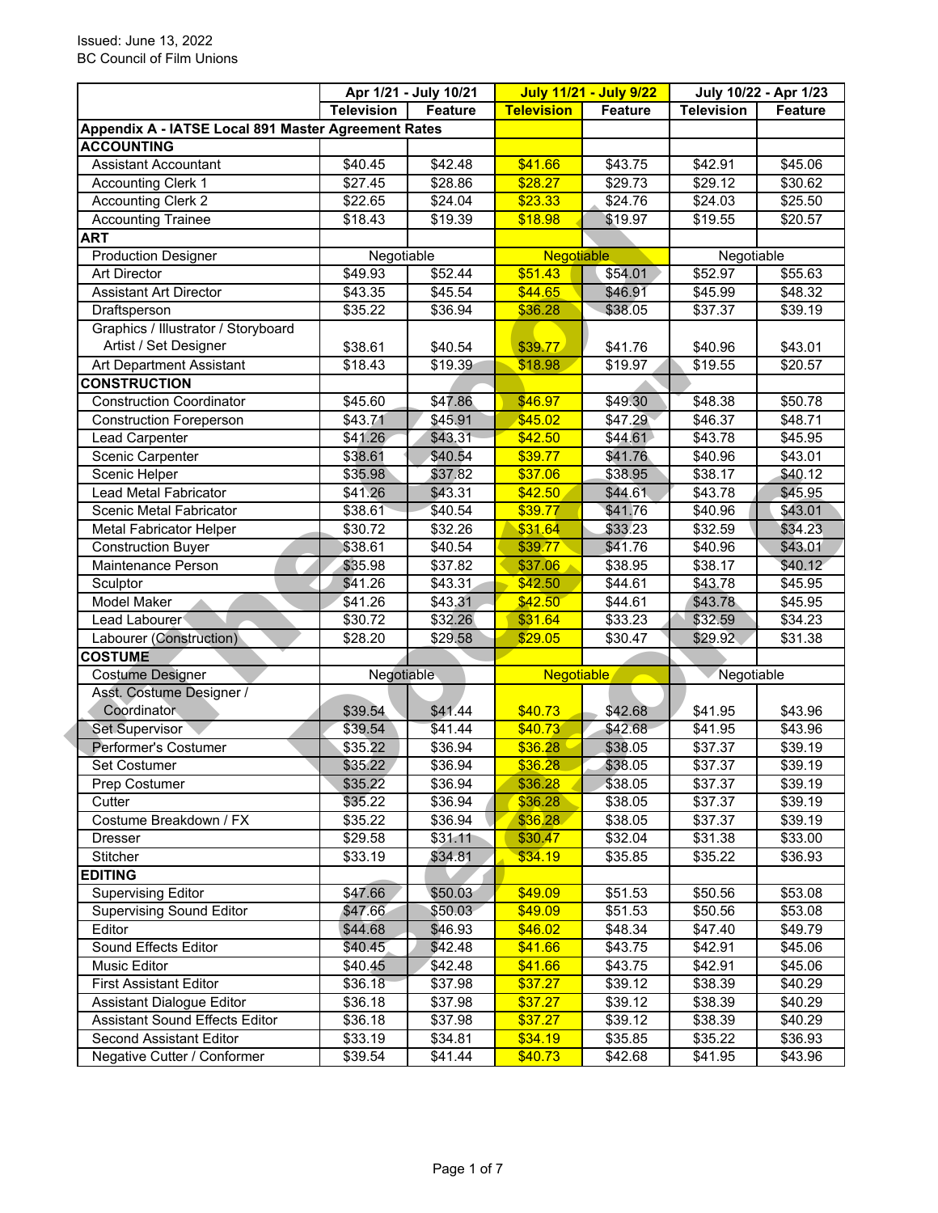Issued: June 13, 2022
BC Council of Film Unions

| | Apr 1/21 - July 10/21 | | July 11/21 - July 9/22 | | July 10/22 - Apr 1/23 | |
|---|---|---|---|---|---|---|
| | Television | Feature | Television | Feature | Television | Feature |
| **Appendix A - IATSE Local 891 Master Agreement Rates** | | | | | | |
| **ACCOUNTING** | | | | | | |
| Assistant Accountant | $40.45 | $42.48 | $41.66 | $43.75 | $42.91 | $45.06 |
| Accounting Clerk 1 | $27.45 | $28.86 | $28.27 | $29.73 | $29.12 | $30.62 |
| Accounting Clerk 2 | $22.65 | $24.04 | $23.33 | $24.76 | $24.03 | $25.50 |
| Accounting Trainee | $18.43 | $19.39 | $18.98 | $19.97 | $19.55 | $20.57 |
| **ART** | | | | | | |
| Production Designer | Negotiable | | Negotiable | | Negotiable | |
| Art Director | $49.93 | $52.44 | $51.43 | $54.01 | $52.97 | $55.63 |
| Assistant Art Director | $43.35 | $45.54 | $44.65 | $46.91 | $45.99 | $48.32 |
| Draftsperson | $35.22 | $36.94 | $36.28 | $38.05 | $37.37 | $39.19 |
| Graphics / Illustrator / Storyboard Artist / Set Designer | $38.61 | $40.54 | $39.77 | $41.76 | $40.96 | $43.01 |
| Art Department Assistant | $18.43 | $19.39 | $18.98 | $19.97 | $19.55 | $20.57 |
| **CONSTRUCTION** | | | | | | |
| Construction Coordinator | $45.60 | $47.86 | $46.97 | $49.30 | $48.38 | $50.78 |
| Construction Foreperson | $43.71 | $45.91 | $45.02 | $47.29 | $46.37 | $48.71 |
| Lead Carpenter | $41.26 | $43.31 | $42.50 | $44.61 | $43.78 | $45.95 |
| Scenic Carpenter | $38.61 | $40.54 | $39.77 | $41.76 | $40.96 | $43.01 |
| Scenic Helper | $35.98 | $37.82 | $37.06 | $38.95 | $38.17 | $40.12 |
| Lead Metal Fabricator | $41.26 | $43.31 | $42.50 | $44.61 | $43.78 | $45.95 |
| Scenic Metal Fabricator | $38.61 | $40.54 | $39.77 | $41.76 | $40.96 | $43.01 |
| Metal Fabricator Helper | $30.72 | $32.26 | $31.64 | $33.23 | $32.59 | $34.23 |
| Construction Buyer | $38.61 | $40.54 | $39.77 | $41.76 | $40.96 | $43.01 |
| Maintenance Person | $35.98 | $37.82 | $37.06 | $38.95 | $38.17 | $40.12 |
| Sculptor | $41.26 | $43.31 | $42.50 | $44.61 | $43.78 | $45.95 |
| Model Maker | $41.26 | $43.31 | $42.50 | $44.61 | $43.78 | $45.95 |
| Lead Labourer | $30.72 | $32.26 | $31.64 | $33.23 | $32.59 | $34.23 |
| Labourer (Construction) | $28.20 | $29.58 | $29.05 | $30.47 | $29.92 | $31.38 |
| **COSTUME** | | | | | | |
| Costume Designer | Negotiable | | Negotiable | | Negotiable | |
| Asst. Costume Designer / Coordinator | $39.54 | $41.44 | $40.73 | $42.68 | $41.95 | $43.96 |
| Set Supervisor | $39.54 | $41.44 | $40.73 | $42.68 | $41.95 | $43.96 |
| Performer's Costumer | $35.22 | $36.94 | $36.28 | $38.05 | $37.37 | $39.19 |
| Set Costumer | $35.22 | $36.94 | $36.28 | $38.05 | $37.37 | $39.19 |
| Prep Costumer | $35.22 | $36.94 | $36.28 | $38.05 | $37.37 | $39.19 |
| Cutter | $35.22 | $36.94 | $36.28 | $38.05 | $37.37 | $39.19 |
| Costume Breakdown / FX | $35.22 | $36.94 | $36.28 | $38.05 | $37.37 | $39.19 |
| Dresser | $29.58 | $31.11 | $30.47 | $32.04 | $31.38 | $33.00 |
| Stitcher | $33.19 | $34.81 | $34.19 | $35.85 | $35.22 | $36.93 |
| **EDITING** | | | | | | |
| Supervising Editor | $47.66 | $50.03 | $49.09 | $51.53 | $50.56 | $53.08 |
| Supervising Sound Editor | $47.66 | $50.03 | $49.09 | $51.53 | $50.56 | $53.08 |
| Editor | $44.68 | $46.93 | $46.02 | $48.34 | $47.40 | $49.79 |
| Sound Effects Editor | $40.45 | $42.48 | $41.66 | $43.75 | $42.91 | $45.06 |
| Music Editor | $40.45 | $42.48 | $41.66 | $43.75 | $42.91 | $45.06 |
| First Assistant Editor | $36.18 | $37.98 | $37.27 | $39.12 | $38.39 | $40.29 |
| Assistant Dialogue Editor | $36.18 | $37.98 | $37.27 | $39.12 | $38.39 | $40.29 |
| Assistant Sound Effects Editor | $36.18 | $37.98 | $37.27 | $39.12 | $38.39 | $40.29 |
| Second Assistant Editor | $33.19 | $34.81 | $34.19 | $35.85 | $35.22 | $36.93 |
| Negative Cutter / Conformer | $39.54 | $41.44 | $40.73 | $42.68 | $41.95 | $43.96 |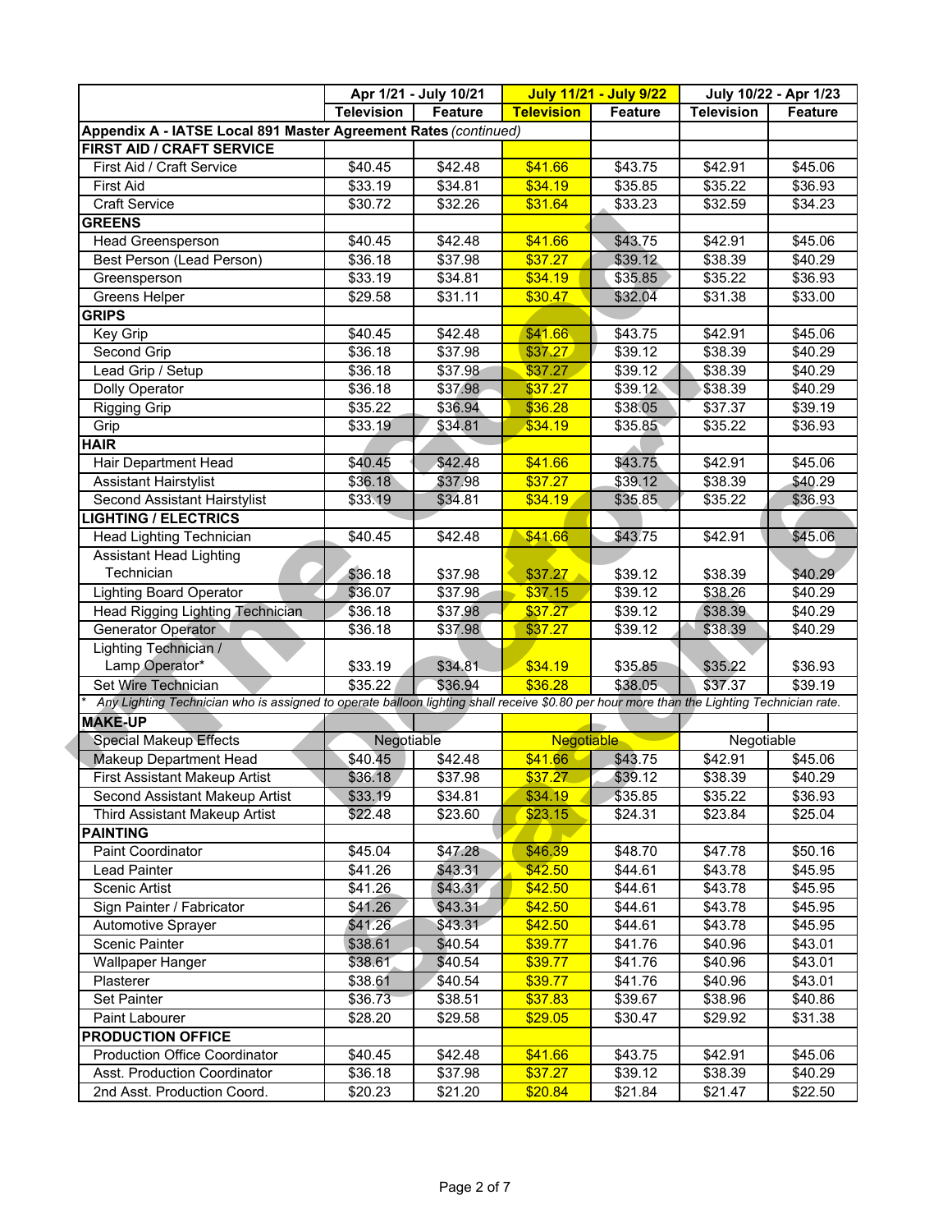| | Apr 1/21 - July 10/21 | | July 11/21 - July 9/22 | | July 10/22 - Apr 1/23 | |
|---|---|---|---|---|---|---|
| | Television | Feature | Television | Feature | Television | Feature |
| **Appendix A - IATSE Local 891 Master Agreement Rates** *(continued)* | | | | | | |
| **FIRST AID / CRAFT SERVICE** | | | | | | |
| First Aid / Craft Service | $40.45 | $42.48 | $41.66 | $43.75 | $42.91 | $45.06 |
| First Aid | $33.19 | $34.81 | $34.19 | $35.85 | $35.22 | $36.93 |
| Craft Service | $30.72 | $32.26 | $31.64 | $33.23 | $32.59 | $34.23 |
| **GREENS** | | | | | | |
| Head Greensperson | $40.45 | $42.48 | $41.66 | $43.75 | $42.91 | $45.06 |
| Best Person (Lead Person) | $36.18 | $37.98 | $37.27 | $39.12 | $38.39 | $40.29 |
| Greensperson | $33.19 | $34.81 | $34.19 | $35.85 | $35.22 | $36.93 |
| Greens Helper | $29.58 | $31.11 | $30.47 | $32.04 | $31.38 | $33.00 |
| **GRIPS** | | | | | | |
| Key Grip | $40.45 | $42.48 | $41.66 | $43.75 | $42.91 | $45.06 |
| Second Grip | $36.18 | $37.98 | $37.27 | $39.12 | $38.39 | $40.29 |
| Lead Grip / Setup | $36.18 | $37.98 | $37.27 | $39.12 | $38.39 | $40.29 |
| Dolly Operator | $36.18 | $37.98 | $37.27 | $39.12 | $38.39 | $40.29 |
| Rigging Grip | $35.22 | $36.94 | $36.28 | $38.05 | $37.37 | $39.19 |
| Grip | $33.19 | $34.81 | $34.19 | $35.85 | $35.22 | $36.93 |
| **HAIR** | | | | | | |
| Hair Department Head | $40.45 | $42.48 | $41.66 | $43.75 | $42.91 | $45.06 |
| Assistant Hairstylist | $36.18 | $37.98 | $37.27 | $39.12 | $38.39 | $40.29 |
| Second Assistant Hairstylist | $33.19 | $34.81 | $34.19 | $35.85 | $35.22 | $36.93 |
| **LIGHTING / ELECTRICS** | | | | | | |
| Head Lighting Technician | $40.45 | $42.48 | $41.66 | $43.75 | $42.91 | $45.06 |
| Assistant Head Lighting Technician | $36.18 | $37.98 | $37.27 | $39.12 | $38.39 | $40.29 |
| Lighting Board Operator | $36.07 | $37.98 | $37.15 | $39.12 | $38.26 | $40.29 |
| Head Rigging Lighting Technician | $36.18 | $37.98 | $37.27 | $39.12 | $38.39 | $40.29 |
| Generator Operator | $36.18 | $37.98 | $37.27 | $39.12 | $38.39 | $40.29 |
| Lighting Technician / Lamp Operator* | $33.19 | $34.81 | $34.19 | $35.85 | $35.22 | $36.93 |
| Set Wire Technician | $35.22 | $36.94 | $36.28 | $38.05 | $37.37 | $39.19 |
| * *Any Lighting Technician who is assigned to operate balloon lighting shall receive $0.80 per hour more than the Lighting Technician rate.* | | | | | | |
| **MAKE-UP** | | | | | | |
| Special Makeup Effects | Negotiable | | Negotiable | | Negotiable | |
| Makeup Department Head | $40.45 | $42.48 | $41.66 | $43.75 | $42.91 | $45.06 |
| First Assistant Makeup Artist | $36.18 | $37.98 | $37.27 | $39.12 | $38.39 | $40.29 |
| Second Assistant Makeup Artist | $33.19 | $34.81 | $34.19 | $35.85 | $35.22 | $36.93 |
| Third Assistant Makeup Artist | $22.48 | $23.60 | $23.15 | $24.31 | $23.84 | $25.04 |
| **PAINTING** | | | | | | |
| Paint Coordinator | $45.04 | $47.28 | $46.39 | $48.70 | $47.78 | $50.16 |
| Lead Painter | $41.26 | $43.31 | $42.50 | $44.61 | $43.78 | $45.95 |
| Scenic Artist | $41.26 | $43.31 | $42.50 | $44.61 | $43.78 | $45.95 |
| Sign Painter / Fabricator | $41.26 | $43.31 | $42.50 | $44.61 | $43.78 | $45.95 |
| Automotive Sprayer | $41.26 | $43.31 | $42.50 | $44.61 | $43.78 | $45.95 |
| Scenic Painter | $38.61 | $40.54 | $39.77 | $41.76 | $40.96 | $43.01 |
| Wallpaper Hanger | $38.61 | $40.54 | $39.77 | $41.76 | $40.96 | $43.01 |
| Plasterer | $38.61 | $40.54 | $39.77 | $41.76 | $40.96 | $43.01 |
| Set Painter | $36.73 | $38.51 | $37.83 | $39.67 | $38.96 | $40.86 |
| Paint Labourer | $28.20 | $29.58 | $29.05 | $30.47 | $29.92 | $31.38 |
| **PRODUCTION OFFICE** | | | | | | |
| Production Office Coordinator | $40.45 | $42.48 | $41.66 | $43.75 | $42.91 | $45.06 |
| Asst. Production Coordinator | $36.18 | $37.98 | $37.27 | $39.12 | $38.39 | $40.29 |
| 2nd Asst. Production Coord. | $20.23 | $21.20 | $20.84 | $21.84 | $21.47 | $22.50 |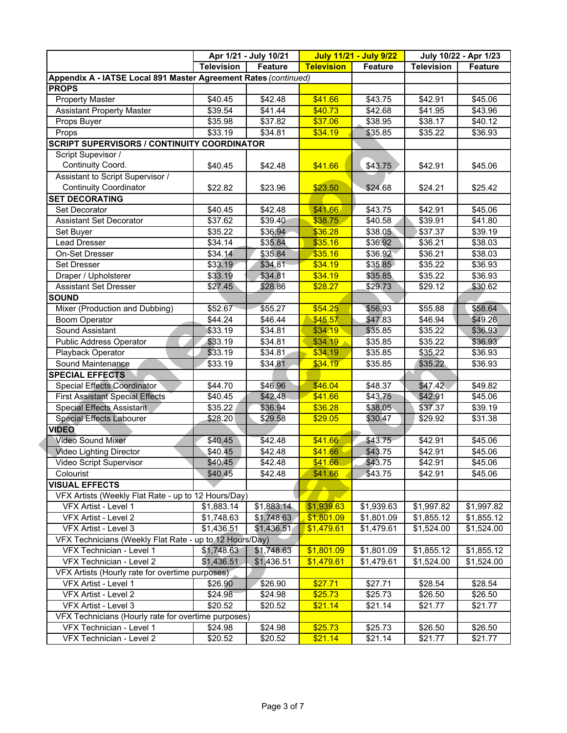| | Apr 1/21 - July 10/21 | | July 11/21 - July 9/22 | | July 10/22 - Apr 1/23 | |
|---|---|---|---|---|---|---|
| | Television | Feature | Television | Feature | Television | Feature |
| Appendix A - IATSE Local 891 Master Agreement Rates *(continued)* | | | | | | |
| **PROPS** | | | | | | |
| Property Master | $40.45 | $42.48 | $41.66 | $43.75 | $42.91 | $45.06 |
| Assistant Property Master | $39.54 | $41.44 | $40.73 | $42.68 | $41.95 | $43.96 |
| Props Buyer | $35.98 | $37.82 | $37.06 | $38.95 | $38.17 | $40.12 |
| Props | $33.19 | $34.81 | $34.19 | $35.85 | $35.22 | $36.93 |
| **SCRIPT SUPERVISORS / CONTINUITY COORDINATOR** | | | | | | |
| Script Supevisor / Continuity Coord. | $40.45 | $42.48 | $41.66 | $43.75 | $42.91 | $45.06 |
| Assistant to Script Supervisor / Continuity Coordinator | $22.82 | $23.96 | $23.50 | $24.68 | $24.21 | $25.42 |
| **SET DECORATING** | | | | | | |
| Set Decorator | $40.45 | $42.48 | $41.66 | $43.75 | $42.91 | $45.06 |
| Assistant Set Decorator | $37.62 | $39.40 | $38.75 | $40.58 | $39.91 | $41.80 |
| Set Buyer | $35.22 | $36.94 | $36.28 | $38.05 | $37.37 | $39.19 |
| Lead Dresser | $34.14 | $35.84 | $35.16 | $36.92 | $36.21 | $38.03 |
| On-Set Dresser | $34.14 | $35.84 | $35.16 | $36.92 | $36.21 | $38.03 |
| Set Dresser | $33.19 | $34.81 | $34.19 | $35.85 | $35.22 | $36.93 |
| Draper / Upholsterer | $33.19 | $34.81 | $34.19 | $35.85 | $35.22 | $36.93 |
| Assistant Set Dresser | $27.45 | $28.86 | $28.27 | $29.73 | $29.12 | $30.62 |
| **SOUND** | | | | | | |
| Mixer (Production and Dubbing) | $52.67 | $55.27 | $54.25 | $56.93 | $55.88 | $58.64 |
| Boom Operator | $44.24 | $46.44 | $45.57 | $47.83 | $46.94 | $49.26 |
| Sound Assistant | $33.19 | $34.81 | $34.19 | $35.85 | $35.22 | $36.93 |
| Public Address Operator | $33.19 | $34.81 | $34.19 | $35.85 | $35.22 | $36.93 |
| Playback Operator | $33.19 | $34.81 | $34.19 | $35.85 | $35.22 | $36.93 |
| Sound Maintenance | $33.19 | $34.81 | $34.19 | $35.85 | $35.22 | $36.93 |
| **SPECIAL EFFECTS** | | | | | | |
| Special Effects Coordinator | $44.70 | $46.96 | $46.04 | $48.37 | $47.42 | $49.82 |
| First Assistant Special Effects | $40.45 | $42.48 | $41.66 | $43.75 | $42.91 | $45.06 |
| Special Effects Assistant | $35.22 | $36.94 | $36.28 | $38.05 | $37.37 | $39.19 |
| Special Effects Labourer | $28.20 | $29.58 | $29.05 | $30.47 | $29.92 | $31.38 |
| **VIDEO** | | | | | | |
| Video Sound Mixer | $40.45 | $42.48 | $41.66 | $43.75 | $42.91 | $45.06 |
| Video Lighting Director | $40.45 | $42.48 | $41.66 | $43.75 | $42.91 | $45.06 |
| Video Script Supervisor | $40.45 | $42.48 | $41.66 | $43.75 | $42.91 | $45.06 |
| Colourist | $40.45 | $42.48 | $41.66 | $43.75 | $42.91 | $45.06 |
| **VISUAL EFFECTS** | | | | | | |
| VFX Artists (Weekly Flat Rate - up to 12 Hours/Day) | | | | | | |
| VFX Artist - Level 1 | $1,883.14 | $1,883.14 | $1,939.63 | $1,939.63 | $1,997.82 | $1,997.82 |
| VFX Artist - Level 2 | $1,748.63 | $1,748.63 | $1,801.09 | $1,801.09 | $1,855.12 | $1,855.12 |
| VFX Artist - Level 3 | $1,436.51 | $1,436.51 | $1,479.61 | $1,479.61 | $1,524.00 | $1,524.00 |
| VFX Technicians (Weekly Flat Rate - up to 12 Hours/Day) | | | | | | |
| VFX Technician - Level 1 | $1,748.63 | $1,748.63 | $1,801.09 | $1,801.09 | $1,855.12 | $1,855.12 |
| VFX Technician - Level 2 | $1,436.51 | $1,436.51 | $1,479.61 | $1,479.61 | $1,524.00 | $1,524.00 |
| VFX Artists (Hourly rate for overtime purposes) | | | | | | |
| VFX Artist - Level 1 | $26.90 | $26.90 | $27.71 | $27.71 | $28.54 | $28.54 |
| VFX Artist - Level 2 | $24.98 | $24.98 | $25.73 | $25.73 | $26.50 | $26.50 |
| VFX Artist - Level 3 | $20.52 | $20.52 | $21.14 | $21.14 | $21.77 | $21.77 |
| VFX Technicians (Hourly rate for overtime purposes) | | | | | | |
| VFX Technician - Level 1 | $24.98 | $24.98 | $25.73 | $25.73 | $26.50 | $26.50 |
| VFX Technician - Level 2 | $20.52 | $20.52 | $21.14 | $21.14 | $21.77 | $21.77 |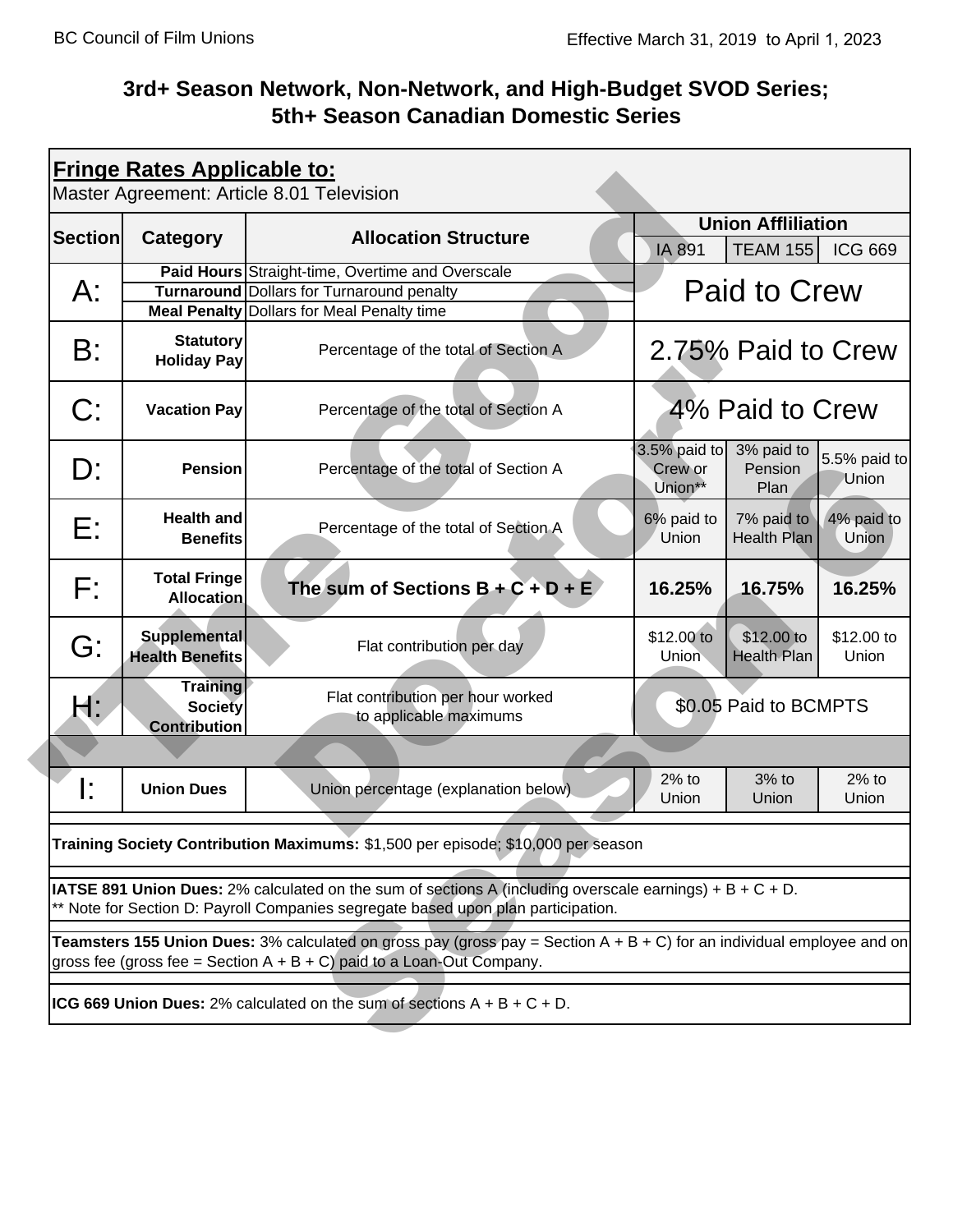BC Council of Film Unions

Effective March 31, 2019 to April 1, 2023

# 3rd+ Season Network, Non-Network, and High-Budget SVOD Series; 5th+ Season Canadian Domestic Series

**Fringe Rates Applicable to:**
Master Agreement: Article 8.01 Television

| Section | Category | Allocation Structure | Union Affiliation | | |
|---|---|---|---|---|---|
| | | | IA 891 | TEAM 155 | ICG 669 |
| A: | **Paid Hours** | Straight-time, Overtime and Overscale | Paid to Crew | | |
| | **Turnaround** | Dollars for Turnaround penalty | | | |
| | **Meal Penalty** | Dollars for Meal Penalty time | | | |
| B: | **Statutory Holiday Pay** | Percentage of the total of Section A | 2.75% Paid to Crew | | |
| C: | **Vacation Pay** | Percentage of the total of Section A | 4% Paid to Crew | | |
| D: | **Pension** | Percentage of the total of Section A | 3.5% paid to Crew or Union** | 3% paid to Pension Plan | 5.5% paid to Union |
| E: | **Health and Benefits** | Percentage of the total of Section A | 6% paid to Union | 7% paid to Health Plan | 4% paid to Union |
| F: | **Total Fringe Allocation** | **The sum of Sections B + C + D + E** | **16.25%** | **16.75%** | **16.25%** |
| G: | **Supplemental Health Benefits** | Flat contribution per day | $12.00 to Union | $12.00 to Health Plan | $12.00 to Union |
| H: | **Training Society Contribution** | Flat contribution per hour worked to applicable maximums | $0.05 Paid to BCMPTS | | |
| I: | **Union Dues** | Union percentage (explanation below) | 2% to Union | 3% to Union | 2% to Union |

**Training Society Contribution Maximums:** $1,500 per episode; $10,000 per season

**IATSE 891 Union Dues:** 2% calculated on the sum of sections A (including overscale earnings) + B + C + D.
** Note for Section D: Payroll Companies segregate based upon plan participation.

**Teamsters 155 Union Dues:** 3% calculated on gross pay (gross pay = Section A + B + C) for an individual employee and on gross fee (gross fee = Section A + B + C) paid to a Loan-Out Company.

**ICG 669 Union Dues:** 2% calculated on the sum of sections A + B + C + D.